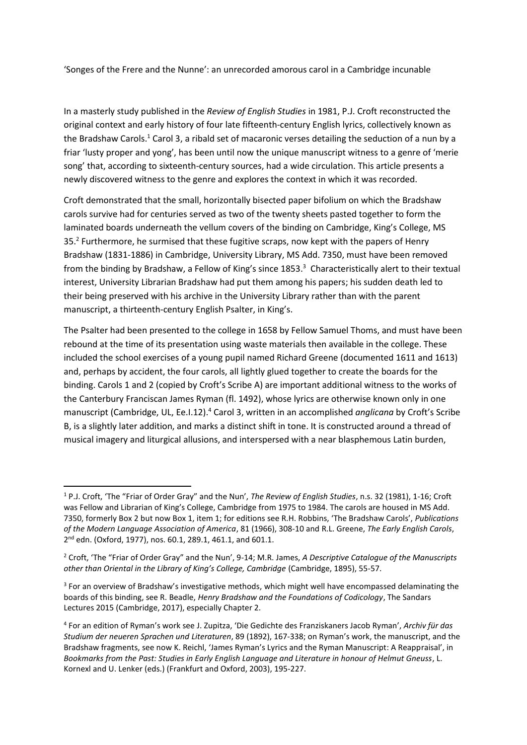'Songes of the Frere and the Nunne': an unrecorded amorous carol in a Cambridge incunable

In a masterly study published in the *Review of English Studies* in 1981, P.J. Croft reconstructed the original context and early history of four late fifteenth-century English lyrics, collectively known as the Bradshaw Carols.[1] Carol 3, a ribald set of macaronic verses detailing the seduction of a nun by a friar 'lusty proper and yong', has been until now the unique manuscript witness to a genre of 'merie song' that, according to sixteenth-century sources, had a wide circulation. This article presents a newly discovered witness to the genre and explores the context in which it was recorded.

Croft demonstrated that the small, horizontally bisected paper bifolium on which the Bradshaw carols survive had for centuries served as two of the twenty sheets pasted together to form the laminated boards underneath the vellum covers of the binding on Cambridge, King's College, MS 35.[2] Furthermore, he surmised that these fugitive scraps, now kept with the papers of Henry Bradshaw (1831-1886) in Cambridge, University Library, MS Add. 7350, must have been removed from the binding by Bradshaw, a Fellow of King's since 1853.[3] Characteristically alert to their textual interest, University Librarian Bradshaw had put them among his papers; his sudden death led to their being preserved with his archive in the University Library rather than with the parent manuscript, a thirteenth-century English Psalter, in King's.

The Psalter had been presented to the college in 1658 by Fellow Samuel Thoms, and must have been rebound at the time of its presentation using waste materials then available in the college. These included the school exercises of a young pupil named Richard Greene (documented 1611 and 1613) and, perhaps by accident, the four carols, all lightly glued together to create the boards for the binding. Carols 1 and 2 (copied by Croft's Scribe A) are important additional witness to the works of the Canterbury Franciscan James Ryman (fl. 1492), whose lyrics are otherwise known only in one manuscript (Cambridge, UL, Ee.I.12).[4] Carol 3, written in an accomplished *anglicana* by Croft's Scribe B, is a slightly later addition, and marks a distinct shift in tone. It is constructed around a thread of musical imagery and liturgical allusions, and interspersed with a near blasphemous Latin burden,

---

[1] P.J. Croft, 'The "Friar of Order Gray" and the Nun', *The Review of English Studies*, n.s. 32 (1981), 1-16; Croft was Fellow and Librarian of King's College, Cambridge from 1975 to 1984. The carols are housed in MS Add. 7350, formerly Box 2 but now Box 1, item 1; for editions see R.H. Robbins, 'The Bradshaw Carols', *Publications of the Modern Language Association of America*, 81 (1966), 308-10 and R.L. Greene, *The Early English Carols*, 2nd edn. (Oxford, 1977), nos. 60.1, 289.1, 461.1, and 601.1.

[2] Croft, 'The "Friar of Order Gray" and the Nun', 9-14; M.R. James, *A Descriptive Catalogue of the Manuscripts other than Oriental in the Library of King's College, Cambridge* (Cambridge, 1895), 55-57.

[3] For an overview of Bradshaw's investigative methods, which might well have encompassed delaminating the boards of this binding, see R. Beadle, *Henry Bradshaw and the Foundations of Codicology*, The Sandars Lectures 2015 (Cambridge, 2017), especially Chapter 2.

[4] For an edition of Ryman's work see J. Zupitza, 'Die Gedichte des Franziskaners Jacob Ryman', *Archiv für das Studium der neueren Sprachen und Literaturen*, 89 (1892), 167-338; on Ryman's work, the manuscript, and the Bradshaw fragments, see now K. Reichl, 'James Ryman's Lyrics and the Ryman Manuscript: A Reappraisal', in *Bookmarks from the Past: Studies in Early English Language and Literature in honour of Helmut Gneuss*, L. Kornexl and U. Lenker (eds.) (Frankfurt and Oxford, 2003), 195-227.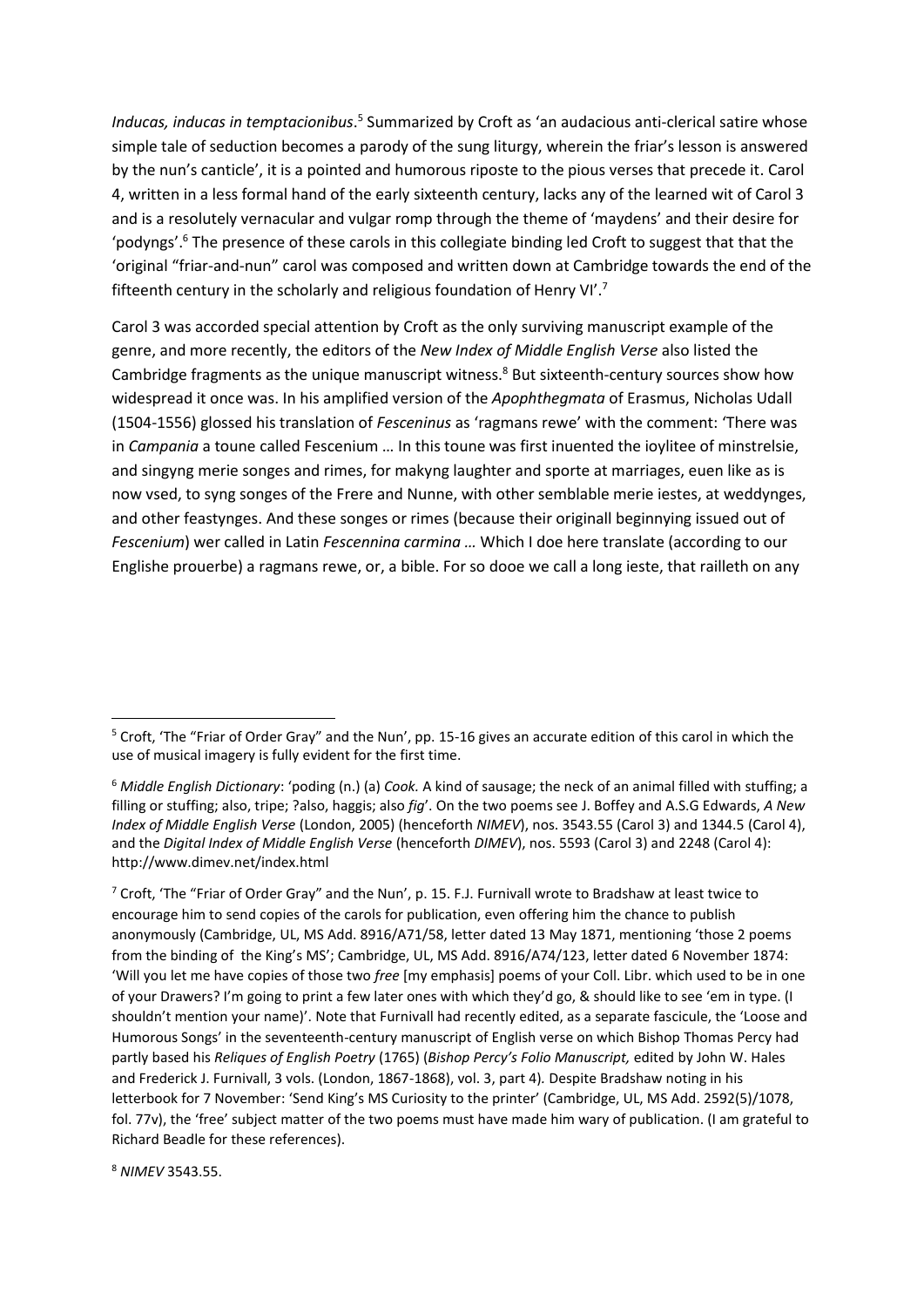*Inducas, inducas in temptacionibus*.[5] Summarized by Croft as 'an audacious anti-clerical satire whose simple tale of seduction becomes a parody of the sung liturgy, wherein the friar's lesson is answered by the nun's canticle', it is a pointed and humorous riposte to the pious verses that precede it. Carol 4, written in a less formal hand of the early sixteenth century, lacks any of the learned wit of Carol 3 and is a resolutely vernacular and vulgar romp through the theme of 'maydens' and their desire for 'podyngs'.[6] The presence of these carols in this collegiate binding led Croft to suggest that that the 'original "friar-and-nun" carol was composed and written down at Cambridge towards the end of the fifteenth century in the scholarly and religious foundation of Henry VI'.[7]

Carol 3 was accorded special attention by Croft as the only surviving manuscript example of the genre, and more recently, the editors of the *New Index of Middle English Verse* also listed the Cambridge fragments as the unique manuscript witness.[8] But sixteenth-century sources show how widespread it once was. In his amplified version of the *Apophthegmata* of Erasmus, Nicholas Udall (1504-1556) glossed his translation of *Fesceninus* as 'ragmans rewe' with the comment: 'There was in *Campania* a toune called Fescenium … In this toune was first inuented the ioylitee of minstrelsie, and singyng merie songes and rimes, for makyng laughter and sporte at marriages, euen like as is now vsed, to syng songes of the Frere and Nunne, with other semblable merie iestes, at weddynges, and other feastynges. And these songes or rimes (because their originall beginnying issued out of *Fescenium*) wer called in Latin *Fescennina carmina …* Which I doe here translate (according to our Englishe prouerbe) a ragmans rewe, or, a bible. For so dooe we call a long ieste, that railleth on any

---

[5] Croft, 'The "Friar of Order Gray" and the Nun', pp. 15-16 gives an accurate edition of this carol in which the use of musical imagery is fully evident for the first time.

[6] *Middle English Dictionary*: 'poding (n.) (a) *Cook.* A kind of sausage; the neck of an animal filled with stuffing; a filling or stuffing; also, tripe; ?also, haggis; also *fig*'. On the two poems see J. Boffey and A.S.G Edwards, *A New Index of Middle English Verse* (London, 2005) (henceforth *NIMEV*), nos. 3543.55 (Carol 3) and 1344.5 (Carol 4), and the *Digital Index of Middle English Verse* (henceforth *DIMEV*), nos. 5593 (Carol 3) and 2248 (Carol 4): http://www.dimev.net/index.html

[7] Croft, 'The "Friar of Order Gray" and the Nun', p. 15. F.J. Furnivall wrote to Bradshaw at least twice to encourage him to send copies of the carols for publication, even offering him the chance to publish anonymously (Cambridge, UL, MS Add. 8916/A71/58, letter dated 13 May 1871, mentioning 'those 2 poems from the binding of the King's MS'; Cambridge, UL, MS Add. 8916/A74/123, letter dated 6 November 1874: 'Will you let me have copies of those two *free* [my emphasis] poems of your Coll. Libr. which used to be in one of your Drawers? I'm going to print a few later ones with which they'd go, & should like to see 'em in type. (I shouldn't mention your name)'. Note that Furnivall had recently edited, as a separate fascicule, the 'Loose and Humorous Songs' in the seventeenth-century manuscript of English verse on which Bishop Thomas Percy had partly based his *Reliques of English Poetry* (1765) (*Bishop Percy's Folio Manuscript,* edited by John W. Hales and Frederick J. Furnivall, 3 vols. (London, 1867-1868), vol. 3, part 4)*.* Despite Bradshaw noting in his letterbook for 7 November: 'Send King's MS Curiosity to the printer' (Cambridge, UL, MS Add. 2592(5)/1078, fol. 77v), the 'free' subject matter of the two poems must have made him wary of publication. (I am grateful to Richard Beadle for these references).

[8] *NIMEV* 3543.55.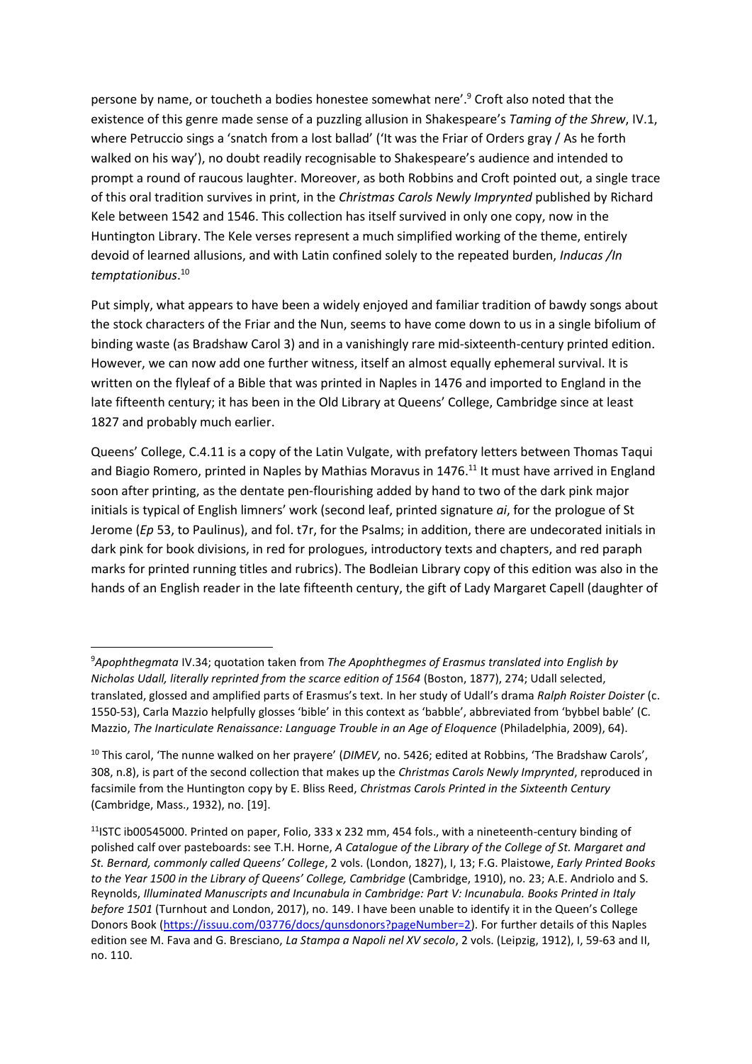persone by name, or toucheth a bodies honestee somewhat nere'.[9] Croft also noted that the existence of this genre made sense of a puzzling allusion in Shakespeare's *Taming of the Shrew*, IV.1, where Petruccio sings a 'snatch from a lost ballad' ('It was the Friar of Orders gray / As he forth walked on his way'), no doubt readily recognisable to Shakespeare's audience and intended to prompt a round of raucous laughter. Moreover, as both Robbins and Croft pointed out, a single trace of this oral tradition survives in print, in the *Christmas Carols Newly Imprynted* published by Richard Kele between 1542 and 1546. This collection has itself survived in only one copy, now in the Huntington Library. The Kele verses represent a much simplified working of the theme, entirely devoid of learned allusions, and with Latin confined solely to the repeated burden, *Inducas /In temptationibus*.[10]

Put simply, what appears to have been a widely enjoyed and familiar tradition of bawdy songs about the stock characters of the Friar and the Nun, seems to have come down to us in a single bifolium of binding waste (as Bradshaw Carol 3) and in a vanishingly rare mid-sixteenth-century printed edition. However, we can now add one further witness, itself an almost equally ephemeral survival. It is written on the flyleaf of a Bible that was printed in Naples in 1476 and imported to England in the late fifteenth century; it has been in the Old Library at Queens' College, Cambridge since at least 1827 and probably much earlier.

Queens' College, C.4.11 is a copy of the Latin Vulgate, with prefatory letters between Thomas Taqui and Biagio Romero, printed in Naples by Mathias Moravus in 1476.[11] It must have arrived in England soon after printing, as the dentate pen-flourishing added by hand to two of the dark pink major initials is typical of English limners' work (second leaf, printed signature *ai*, for the prologue of St Jerome (*Ep* 53, to Paulinus), and fol. t7r, for the Psalms; in addition, there are undecorated initials in dark pink for book divisions, in red for prologues, introductory texts and chapters, and red paraph marks for printed running titles and rubrics). The Bodleian Library copy of this edition was also in the hands of an English reader in the late fifteenth century, the gift of Lady Margaret Capell (daughter of

---

[9] *Apophthegmata* IV.34; quotation taken from *The Apophthegmes of Erasmus translated into English by Nicholas Udall, literally reprinted from the scarce edition of 1564* (Boston, 1877), 274; Udall selected, translated, glossed and amplified parts of Erasmus's text. In her study of Udall's drama *Ralph Roister Doister* (c. 1550-53), Carla Mazzio helpfully glosses 'bible' in this context as 'babble', abbreviated from 'bybbel bable' (C. Mazzio, *The Inarticulate Renaissance: Language Trouble in an Age of Eloquence* (Philadelphia, 2009), 64).

[10] This carol, 'The nunne walked on her prayere' (*DIMEV,* no. 5426; edited at Robbins, 'The Bradshaw Carols', 308, n.8), is part of the second collection that makes up the *Christmas Carols Newly Imprynted*, reproduced in facsimile from the Huntington copy by E. Bliss Reed, *Christmas Carols Printed in the Sixteenth Century* (Cambridge, Mass., 1932), no. [19].

[11] ISTC ib00545000. Printed on paper, Folio, 333 x 232 mm, 454 fols., with a nineteenth-century binding of polished calf over pasteboards: see T.H. Horne, *A Catalogue of the Library of the College of St. Margaret and St. Bernard, commonly called Queens' College*, 2 vols. (London, 1827), I, 13; F.G. Plaistowe, *Early Printed Books to the Year 1500 in the Library of Queens' College, Cambridge* (Cambridge, 1910), no. 23; A.E. Andriolo and S. Reynolds, *Illuminated Manuscripts and Incunabula in Cambridge: Part V: Incunabula. Books Printed in Italy before 1501* (Turnhout and London, 2017), no. 149. I have been unable to identify it in the Queen's College Donors Book (https://issuu.com/03776/docs/qunsdonors?pageNumber=2). For further details of this Naples edition see M. Fava and G. Bresciano, *La Stampa a Napoli nel XV secolo*, 2 vols. (Leipzig, 1912), I, 59-63 and II, no. 110.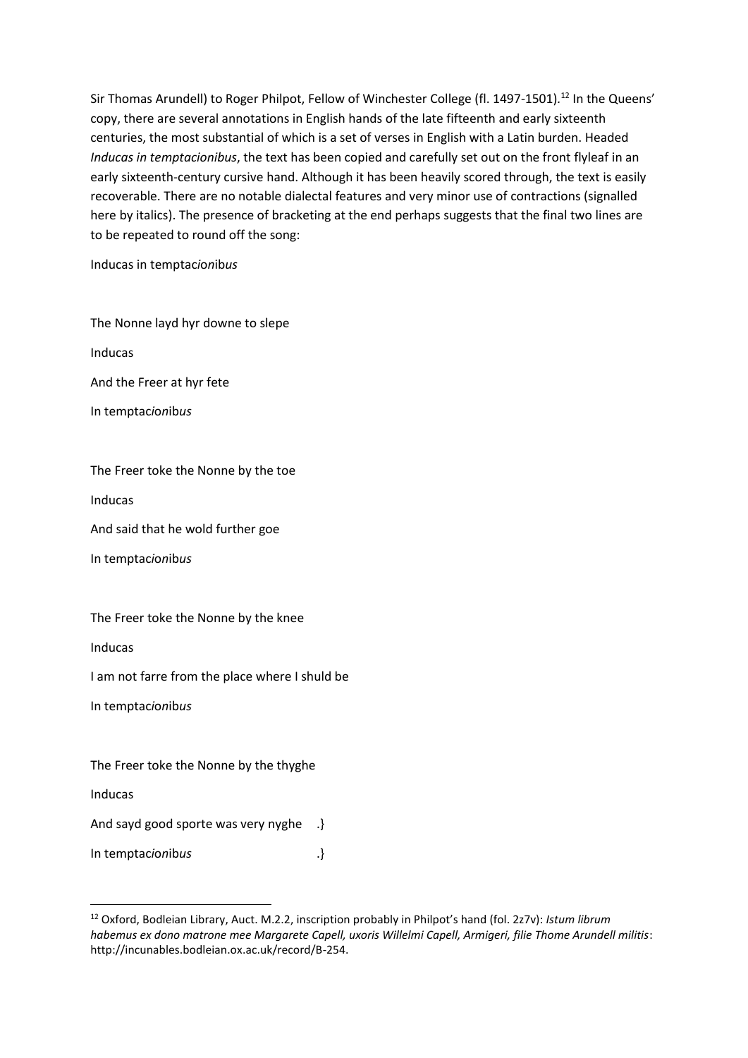Sir Thomas Arundell) to Roger Philpot, Fellow of Winchester College (fl. 1497-1501).[12] In the Queens' copy, there are several annotations in English hands of the late fifteenth and early sixteenth centuries, the most substantial of which is a set of verses in English with a Latin burden. Headed *Inducas in temptacionibus*, the text has been copied and carefully set out on the front flyleaf in an early sixteenth-century cursive hand. Although it has been heavily scored through, the text is easily recoverable. There are no notable dialectal features and very minor use of contractions (signalled here by italics). The presence of bracketing at the end perhaps suggests that the final two lines are to be repeated to round off the song:

Inducas in temptac*ion*ib*us*

The Nonne layd hyr downe to slepe

Inducas

And the Freer at hyr fete

In temptac*ion*ib*us*

The Freer toke the Nonne by the toe

Inducas

And said that he wold further goe

In temptac*ion*ib*us*

The Freer toke the Nonne by the knee

Inducas

I am not farre from the place where I shuld be

In temptac*ion*ib*us*

The Freer toke the Nonne by the thyghe

Inducas

And sayd good sporte was very nyghe .}

In temptac*ion*ib*us* .}

---

[12] Oxford, Bodleian Library, Auct. M.2.2, inscription probably in Philpot's hand (fol. 2z7v): *Istum librum habemus ex dono matrone mee Margarete Capell, uxoris Willelmi Capell, Armigeri, filie Thome Arundell militis*: http://incunables.bodleian.ox.ac.uk/record/B-254.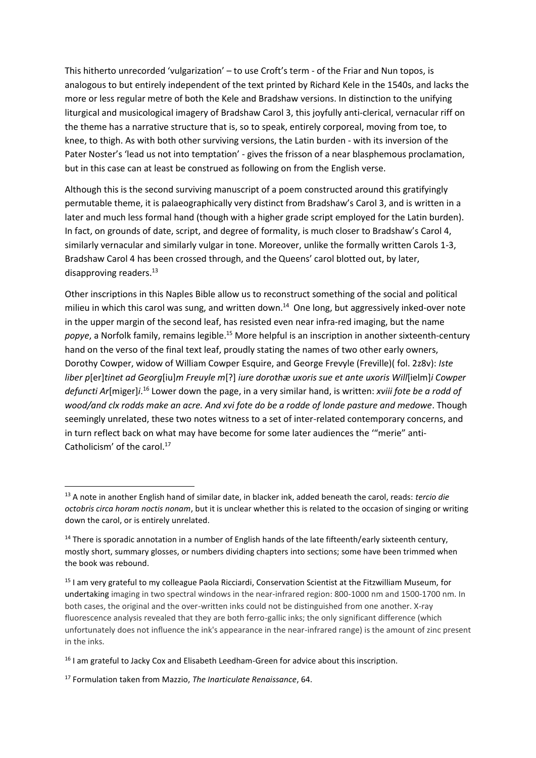This hitherto unrecorded 'vulgarization' – to use Croft's term - of the Friar and Nun topos, is analogous to but entirely independent of the text printed by Richard Kele in the 1540s, and lacks the more or less regular metre of both the Kele and Bradshaw versions. In distinction to the unifying liturgical and musicological imagery of Bradshaw Carol 3, this joyfully anti-clerical, vernacular riff on the theme has a narrative structure that is, so to speak, entirely corporeal, moving from toe, to knee, to thigh. As with both other surviving versions, the Latin burden - with its inversion of the Pater Noster's 'lead us not into temptation' - gives the frisson of a near blasphemous proclamation, but in this case can at least be construed as following on from the English verse.

Although this is the second surviving manuscript of a poem constructed around this gratifyingly permutable theme, it is palaeographically very distinct from Bradshaw's Carol 3, and is written in a later and much less formal hand (though with a higher grade script employed for the Latin burden). In fact, on grounds of date, script, and degree of formality, is much closer to Bradshaw's Carol 4, similarly vernacular and similarly vulgar in tone. Moreover, unlike the formally written Carols 1-3, Bradshaw Carol 4 has been crossed through, and the Queens' carol blotted out, by later, disapproving readers.[13]

Other inscriptions in this Naples Bible allow us to reconstruct something of the social and political milieu in which this carol was sung, and written down.[14] One long, but aggressively inked-over note in the upper margin of the second leaf, has resisted even near infra-red imaging, but the name *popye*, a Norfolk family, remains legible.[15] More helpful is an inscription in another sixteenth-century hand on the verso of the final text leaf, proudly stating the names of two other early owners, Dorothy Cowper, widow of William Cowper Esquire, and George Frevyle (Freville)( fol. 2z8v): *Iste liber p*[er]*tinet ad Georg*[iu]*m Freuyle m*[?] *iure dorothæ uxoris sue et ante uxoris Will*[ielm]*i Cowper defuncti Ar*[miger]*i*.[16] Lower down the page, in a very similar hand, is written: *xviii fote be a rodd of wood/and clx rodds make an acre. And xvi fote do be a rodde of londe pasture and medowe*. Though seemingly unrelated, these two notes witness to a set of inter-related contemporary concerns, and in turn reflect back on what may have become for some later audiences the '"merie" anti-Catholicism' of the carol.[17]

---

[13] A note in another English hand of similar date, in blacker ink, added beneath the carol, reads: *tercio die octobris circa horam noctis nonam*, but it is unclear whether this is related to the occasion of singing or writing down the carol, or is entirely unrelated.

[14] There is sporadic annotation in a number of English hands of the late fifteenth/early sixteenth century, mostly short, summary glosses, or numbers dividing chapters into sections; some have been trimmed when the book was rebound.

[15] I am very grateful to my colleague Paola Ricciardi, Conservation Scientist at the Fitzwilliam Museum, for undertaking imaging in two spectral windows in the near-infrared region: 800-1000 nm and 1500-1700 nm. In both cases, the original and the over-written inks could not be distinguished from one another. X-ray fluorescence analysis revealed that they are both ferro-gallic inks; the only significant difference (which unfortunately does not influence the ink's appearance in the near-infrared range) is the amount of zinc present in the inks.

[16] I am grateful to Jacky Cox and Elisabeth Leedham-Green for advice about this inscription.

[17] Formulation taken from Mazzio, *The Inarticulate Renaissance*, 64.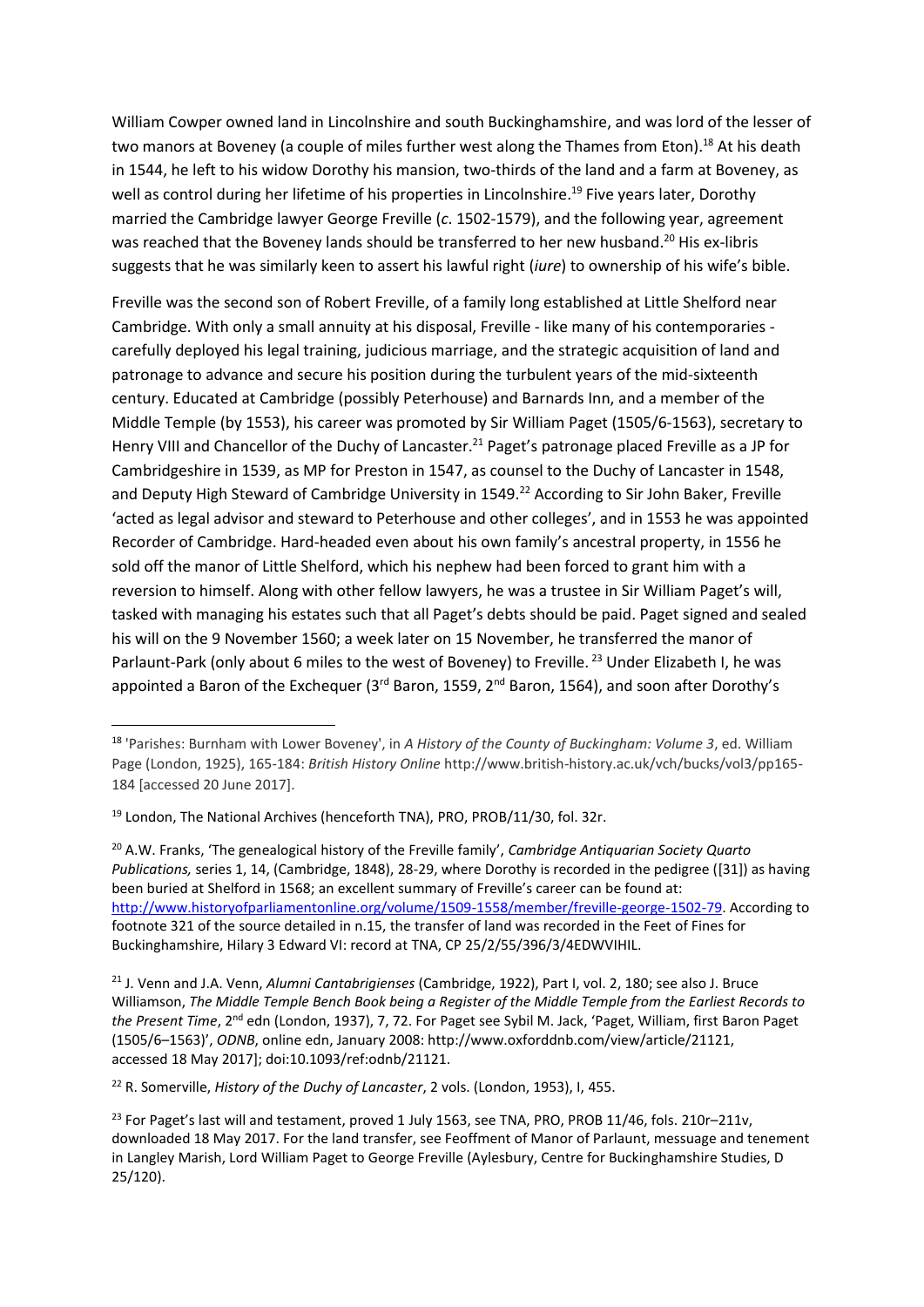William Cowper owned land in Lincolnshire and south Buckinghamshire, and was lord of the lesser of two manors at Boveney (a couple of miles further west along the Thames from Eton).[18] At his death in 1544, he left to his widow Dorothy his mansion, two-thirds of the land and a farm at Boveney, as well as control during her lifetime of his properties in Lincolnshire.[19] Five years later, Dorothy married the Cambridge lawyer George Freville (*c*. 1502-1579), and the following year, agreement was reached that the Boveney lands should be transferred to her new husband.[20] His ex-libris suggests that he was similarly keen to assert his lawful right (*iure*) to ownership of his wife's bible.

Freville was the second son of Robert Freville, of a family long established at Little Shelford near Cambridge. With only a small annuity at his disposal, Freville - like many of his contemporaries - carefully deployed his legal training, judicious marriage, and the strategic acquisition of land and patronage to advance and secure his position during the turbulent years of the mid-sixteenth century. Educated at Cambridge (possibly Peterhouse) and Barnards Inn, and a member of the Middle Temple (by 1553), his career was promoted by Sir William Paget (1505/6-1563), secretary to Henry VIII and Chancellor of the Duchy of Lancaster.[21] Paget's patronage placed Freville as a JP for Cambridgeshire in 1539, as MP for Preston in 1547, as counsel to the Duchy of Lancaster in 1548, and Deputy High Steward of Cambridge University in 1549.[22] According to Sir John Baker, Freville 'acted as legal advisor and steward to Peterhouse and other colleges', and in 1553 he was appointed Recorder of Cambridge. Hard-headed even about his own family's ancestral property, in 1556 he sold off the manor of Little Shelford, which his nephew had been forced to grant him with a reversion to himself. Along with other fellow lawyers, he was a trustee in Sir William Paget's will, tasked with managing his estates such that all Paget's debts should be paid. Paget signed and sealed his will on the 9 November 1560; a week later on 15 November, he transferred the manor of Parlaunt-Park (only about 6 miles to the west of Boveney) to Freville.[23] Under Elizabeth I, he was appointed a Baron of the Exchequer (3rd Baron, 1559, 2nd Baron, 1564), and soon after Dorothy's

---

[18] 'Parishes: Burnham with Lower Boveney', in *A History of the County of Buckingham: Volume 3*, ed. William Page (London, 1925), 165-184: *British History Online* http://www.british-history.ac.uk/vch/bucks/vol3/pp165-184 [accessed 20 June 2017].

[19] London, The National Archives (henceforth TNA), PRO, PROB/11/30, fol. 32r.

[20] A.W. Franks, 'The genealogical history of the Freville family', *Cambridge Antiquarian Society Quarto Publications,* series 1, 14, (Cambridge, 1848), 28-29, where Dorothy is recorded in the pedigree ([31]) as having been buried at Shelford in 1568; an excellent summary of Freville's career can be found at: http://www.historyofparliamentonline.org/volume/1509-1558/member/freville-george-1502-79. According to footnote 321 of the source detailed in n.15, the transfer of land was recorded in the Feet of Fines for Buckinghamshire, Hilary 3 Edward VI: record at TNA, CP 25/2/55/396/3/4EDWVIHIL.

[21] J. Venn and J.A. Venn, *Alumni Cantabrigienses* (Cambridge, 1922), Part I, vol. 2, 180; see also J. Bruce Williamson, *The Middle Temple Bench Book being a Register of the Middle Temple from the Earliest Records to the Present Time*, 2nd edn (London, 1937), 7, 72. For Paget see Sybil M. Jack, 'Paget, William, first Baron Paget (1505/6–1563)', *ODNB*, online edn, January 2008: http://www.oxforddnb.com/view/article/21121, accessed 18 May 2017]; doi:10.1093/ref:odnb/21121.

[22] R. Somerville, *History of the Duchy of Lancaster*, 2 vols. (London, 1953), I, 455.

[23] For Paget's last will and testament, proved 1 July 1563, see TNA, PRO, PROB 11/46, fols. 210r–211v, downloaded 18 May 2017. For the land transfer, see Feoffment of Manor of Parlaunt, messuage and tenement in Langley Marish, Lord William Paget to George Freville (Aylesbury, Centre for Buckinghamshire Studies, D 25/120).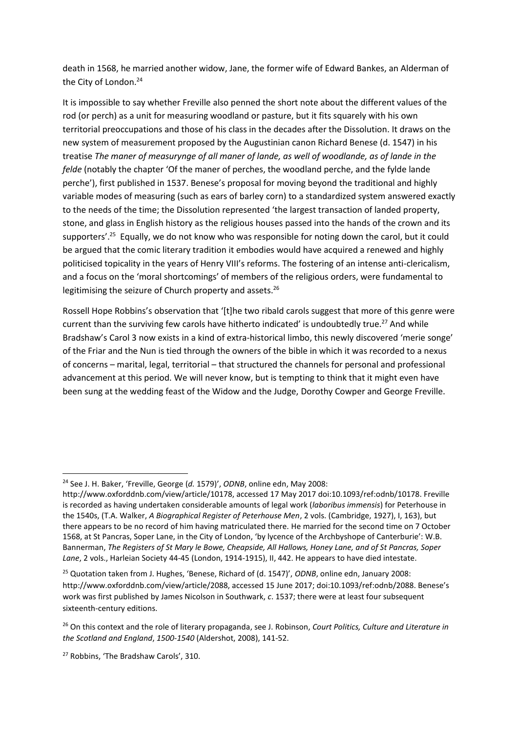death in 1568, he married another widow, Jane, the former wife of Edward Bankes, an Alderman of the City of London.[24]

It is impossible to say whether Freville also penned the short note about the different values of the rod (or perch) as a unit for measuring woodland or pasture, but it fits squarely with his own territorial preoccupations and those of his class in the decades after the Dissolution. It draws on the new system of measurement proposed by the Augustinian canon Richard Benese (d. 1547) in his treatise *The maner of measurynge of all maner of lande, as well of woodlande, as of lande in the felde* (notably the chapter 'Of the maner of perches, the woodland perche, and the fylde lande perche'), first published in 1537. Benese's proposal for moving beyond the traditional and highly variable modes of measuring (such as ears of barley corn) to a standardized system answered exactly to the needs of the time; the Dissolution represented 'the largest transaction of landed property, stone, and glass in English history as the religious houses passed into the hands of the crown and its supporters'.[25] Equally, we do not know who was responsible for noting down the carol, but it could be argued that the comic literary tradition it embodies would have acquired a renewed and highly politicised topicality in the years of Henry VIII's reforms. The fostering of an intense anti-clericalism, and a focus on the 'moral shortcomings' of members of the religious orders, were fundamental to legitimising the seizure of Church property and assets.[26]

Rossell Hope Robbins's observation that '[t]he two ribald carols suggest that more of this genre were current than the surviving few carols have hitherto indicated' is undoubtedly true.[27] And while Bradshaw's Carol 3 now exists in a kind of extra-historical limbo, this newly discovered 'merie songe' of the Friar and the Nun is tied through the owners of the bible in which it was recorded to a nexus of concerns – marital, legal, territorial – that structured the channels for personal and professional advancement at this period. We will never know, but is tempting to think that it might even have been sung at the wedding feast of the Widow and the Judge, Dorothy Cowper and George Freville.

---

[24] See J. H. Baker, 'Freville, George (*d.* 1579)', *ODNB*, online edn, May 2008: http://www.oxforddnb.com/view/article/10178, accessed 17 May 2017 doi:10.1093/ref:odnb/10178. Freville is recorded as having undertaken considerable amounts of legal work (*laboribus immensis*) for Peterhouse in the 1540s, (T.A. Walker, *A Biographical Register of Peterhouse Men*, 2 vols. (Cambridge, 1927), I, 163), but there appears to be no record of him having matriculated there. He married for the second time on 7 October 1568, at St Pancras, Soper Lane, in the City of London, 'by lycence of the Archbyshope of Canterburie': W.B. Bannerman, *The Registers of St Mary le Bowe, Cheapside, All Hallows, Honey Lane, and of St Pancras, Soper Lane*, 2 vols., Harleian Society 44-45 (London, 1914-1915), II, 442. He appears to have died intestate.

[25] Quotation taken from J. Hughes, 'Benese, Richard of (d. 1547)', *ODNB*, online edn, January 2008: http://www.oxforddnb.com/view/article/2088, accessed 15 June 2017; doi:10.1093/ref:odnb/2088. Benese's work was first published by James Nicolson in Southwark, *c*. 1537; there were at least four subsequent sixteenth-century editions.

[26] On this context and the role of literary propaganda, see J. Robinson, *Court Politics, Culture and Literature in the Scotland and England*, *1500-1540* (Aldershot, 2008), 141-52.

[27] Robbins, 'The Bradshaw Carols', 310.